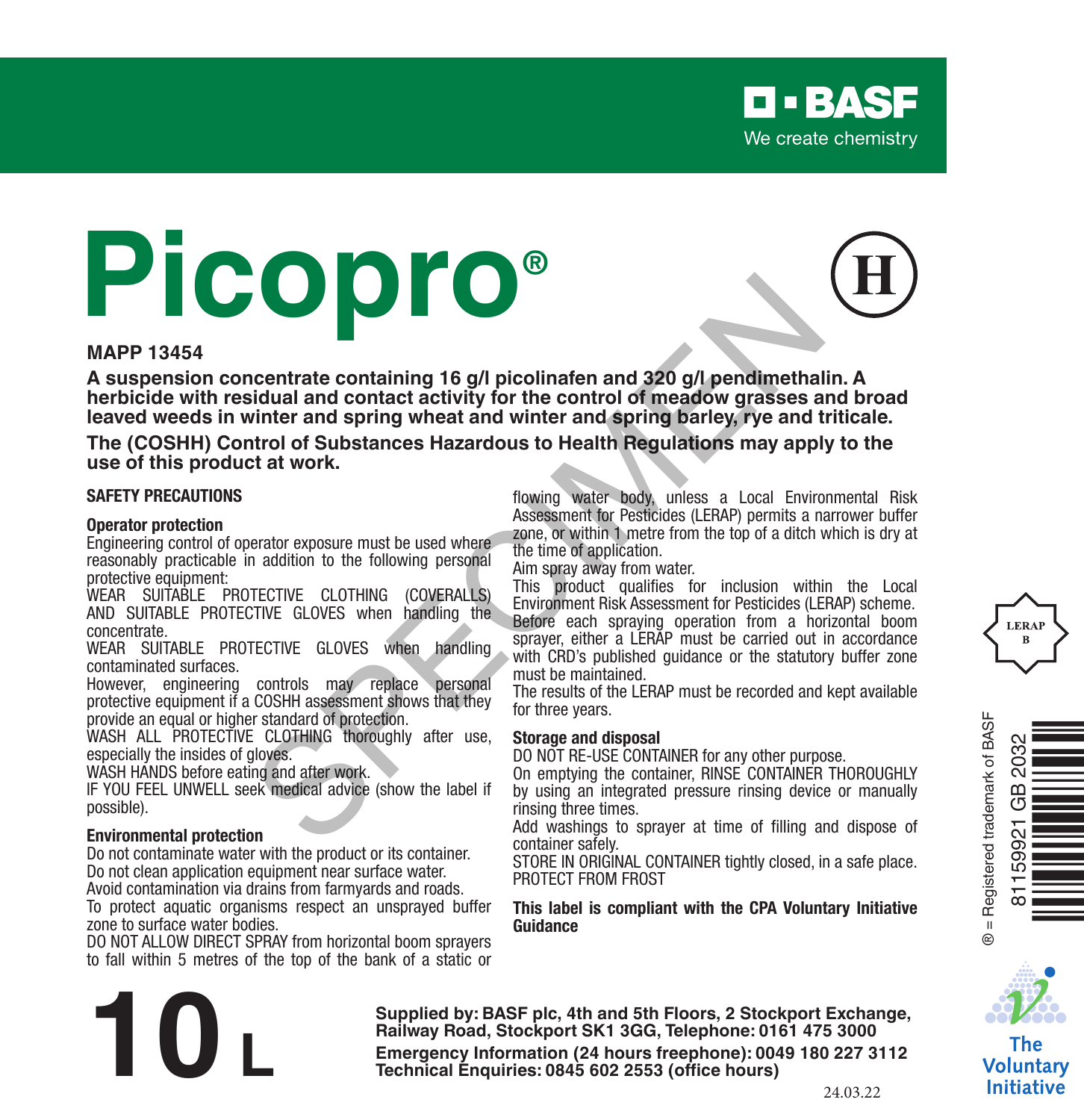BASF
We create chemistry

# Picopro®

(H)

**MAPP 13454**

**A suspension concentrate containing 16 g/l picolinafen and 320 g/l pendimethalin. A herbicide with residual and contact activity for the control of meadow grasses and broad leaved weeds in winter and spring wheat and winter and spring barley, rye and triticale.**

**The (COSHH) Control of Substances Hazardous to Health Regulations may apply to the use of this product at work.**

## SAFETY PRECAUTIONS

### Operator protection

Engineering control of operator exposure must be used where reasonably practicable in addition to the following personal protective equipment:

WEAR SUITABLE PROTECTIVE CLOTHING (COVERALLS) AND SUITABLE PROTECTIVE GLOVES when handling the concentrate.

WEAR SUITABLE PROTECTIVE GLOVES when handling contaminated surfaces.

However, engineering controls may replace personal protective equipment if a COSHH assessment shows that they provide an equal or higher standard of protection.

WASH ALL PROTECTIVE CLOTHING thoroughly after use, especially the insides of gloves.

WASH HANDS before eating and after work.

IF YOU FEEL UNWELL seek medical advice (show the label if possible).

### Environmental protection

Do not contaminate water with the product or its container.

Do not clean application equipment near surface water.

Avoid contamination via drains from farmyards and roads.

To protect aquatic organisms respect an unsprayed buffer zone to surface water bodies.

DO NOT ALLOW DIRECT SPRAY from horizontal boom sprayers to fall within 5 metres of the top of the bank of a static or flowing water body, unless a Local Environmental Risk Assessment for Pesticides (LERAP) permits a narrower buffer zone, or within 1 metre from the top of a ditch which is dry at the time of application.

Aim spray away from water.

This product qualifies for inclusion within the Local Environment Risk Assessment for Pesticides (LERAP) scheme. Before each spraying operation from a horizontal boom sprayer, either a LERAP must be carried out in accordance with CRD's published guidance or the statutory buffer zone must be maintained.

The results of the LERAP must be recorded and kept available for three years.

### Storage and disposal

DO NOT RE-USE CONTAINER for any other purpose.

On emptying the container, RINSE CONTAINER THOROUGHLY by using an integrated pressure rinsing device or manually rinsing three times.

Add washings to sprayer at time of filling and dispose of container safely.

STORE IN ORIGINAL CONTAINER tightly closed, in a safe place.

PROTECT FROM FROST

**This label is compliant with the CPA Voluntary Initiative Guidance**

LERAP B

® = Registered trademark of BASF

81159921 GB 2032

# 10 L

**Supplied by: BASF plc, 4th and 5th Floors, 2 Stockport Exchange, Railway Road, Stockport SK1 3GG, Telephone: 0161 475 3000**

**Emergency Information (24 hours freephone): 0049 180 227 3112**

**Technical Enquiries: 0845 602 2553 (office hours)**

The Voluntary Initiative

24.03.22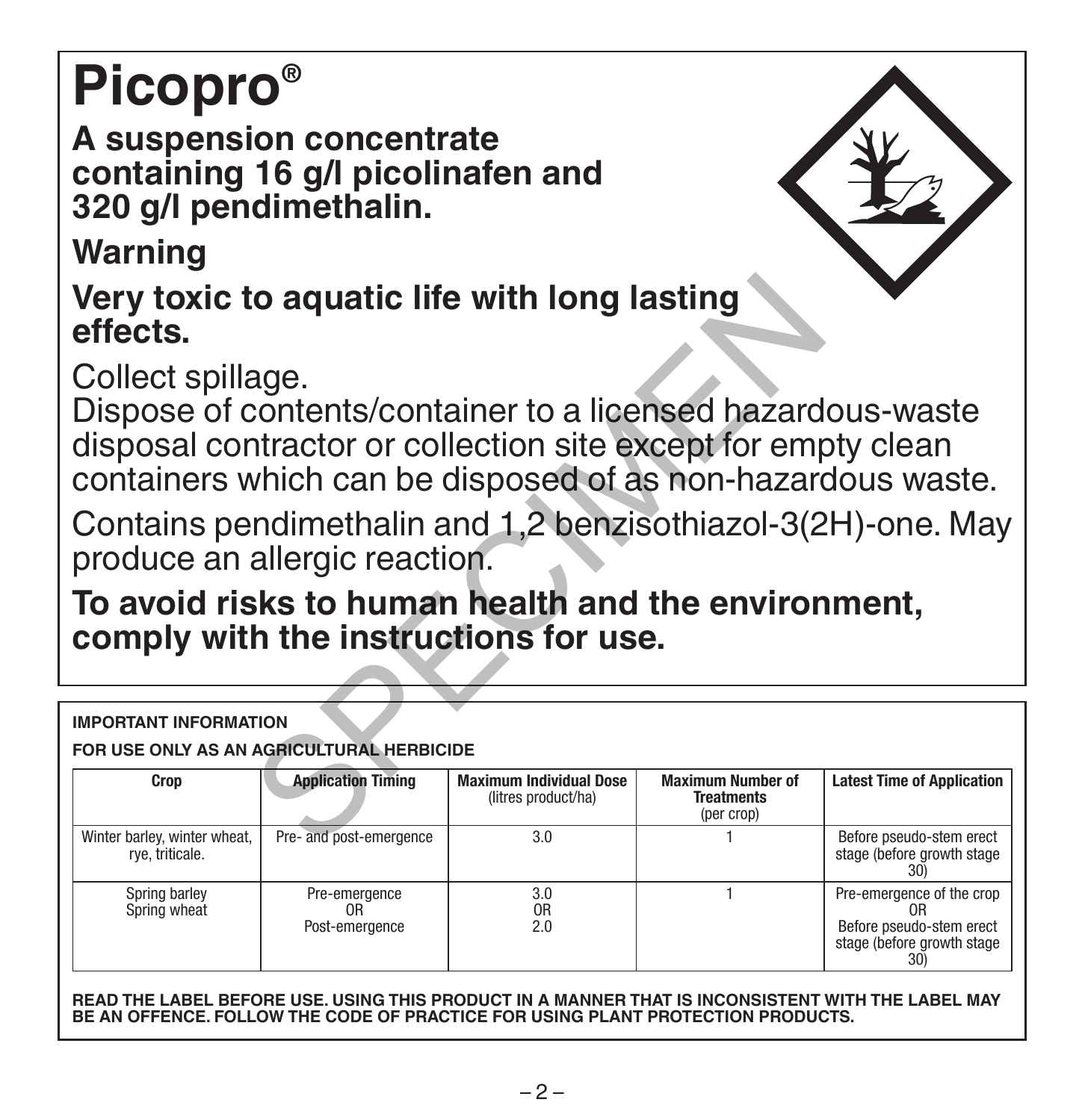# Picopro®

**A suspension concentrate containing 16 g/l picolinafen and 320 g/l pendimethalin.**

**Warning**

**Very toxic to aquatic life with long lasting effects.**

Collect spillage.
Dispose of contents/container to a licensed hazardous-waste disposal contractor or collection site except for empty clean containers which can be disposed of as non-hazardous waste.

Contains pendimethalin and 1,2 benzisothiazol-3(2H)-one. May produce an allergic reaction.

**To avoid risks to human health and the environment, comply with the instructions for use.**

**IMPORTANT INFORMATION**

**FOR USE ONLY AS AN AGRICULTURAL HERBICIDE**

| Crop | Application Timing | Maximum Individual Dose (litres product/ha) | Maximum Number of Treatments (per crop) | Latest Time of Application |
|---|---|---|---|---|
| Winter barley, winter wheat, rye, triticale. | Pre- and post-emergence | 3.0 | 1 | Before pseudo-stem erect stage (before growth stage 30) |
| Spring barley Spring wheat | Pre-emergence OR Post-emergence | 3.0 OR 2.0 | 1 | Pre-emergence of the crop OR Before pseudo-stem erect stage (before growth stage 30) |

**READ THE LABEL BEFORE USE. USING THIS PRODUCT IN A MANNER THAT IS INCONSISTENT WITH THE LABEL MAY BE AN OFFENCE. FOLLOW THE CODE OF PRACTICE FOR USING PLANT PROTECTION PRODUCTS.**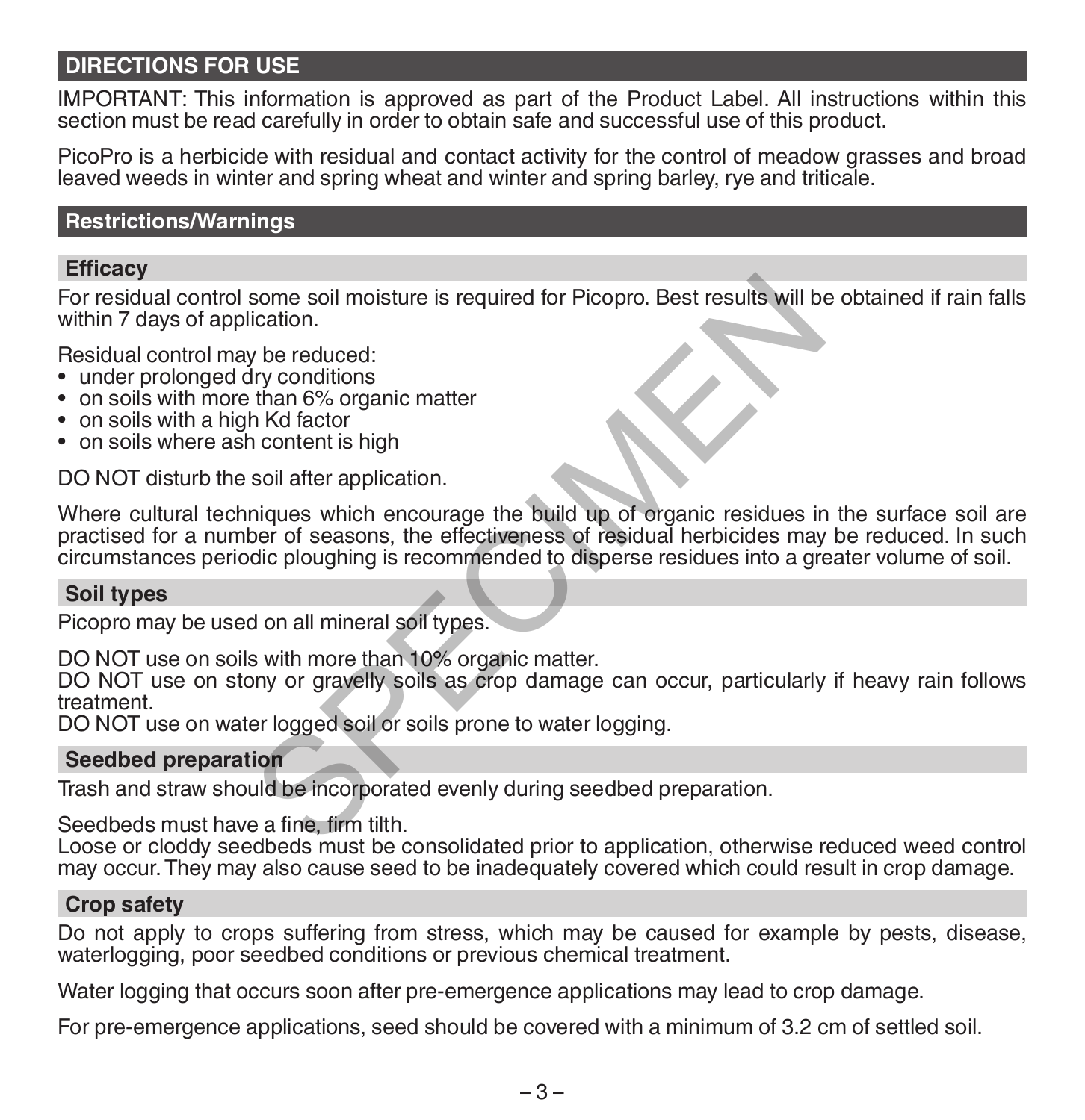## DIRECTIONS FOR USE

IMPORTANT: This information is approved as part of the Product Label. All instructions within this section must be read carefully in order to obtain safe and successful use of this product.

PicoPro is a herbicide with residual and contact activity for the control of meadow grasses and broad leaved weeds in winter and spring wheat and winter and spring barley, rye and triticale.

## Restrictions/Warnings

### Efficacy

For residual control some soil moisture is required for Picopro. Best results will be obtained if rain falls within 7 days of application.

Residual control may be reduced:

- under prolonged dry conditions
- on soils with more than 6% organic matter
- on soils with a high Kd factor
- on soils where ash content is high

DO NOT disturb the soil after application.

Where cultural techniques which encourage the build up of organic residues in the surface soil are practised for a number of seasons, the effectiveness of residual herbicides may be reduced. In such circumstances periodic ploughing is recommended to disperse residues into a greater volume of soil.

### Soil types

Picopro may be used on all mineral soil types.

DO NOT use on soils with more than 10% organic matter.
DO NOT use on stony or gravelly soils as crop damage can occur, particularly if heavy rain follows treatment.
DO NOT use on water logged soil or soils prone to water logging.

### Seedbed preparation

Trash and straw should be incorporated evenly during seedbed preparation.

Seedbeds must have a fine, firm tilth.
Loose or cloddy seedbeds must be consolidated prior to application, otherwise reduced weed control may occur. They may also cause seed to be inadequately covered which could result in crop damage.

### Crop safety

Do not apply to crops suffering from stress, which may be caused for example by pests, disease, waterlogging, poor seedbed conditions or previous chemical treatment.

Water logging that occurs soon after pre-emergence applications may lead to crop damage.

For pre-emergence applications, seed should be covered with a minimum of 3.2 cm of settled soil.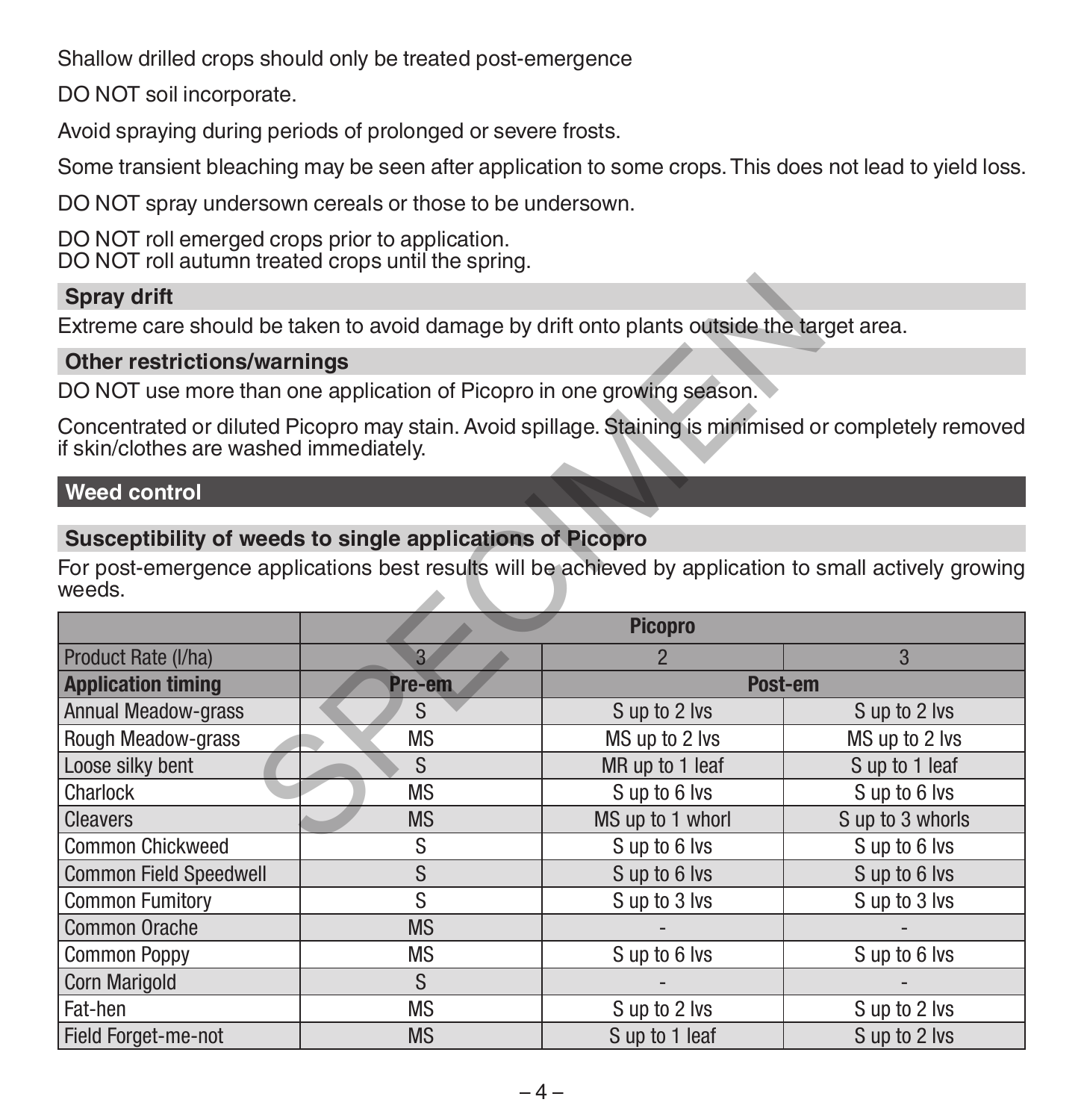Shallow drilled crops should only be treated post-emergence

DO NOT soil incorporate.

Avoid spraying during periods of prolonged or severe frosts.

Some transient bleaching may be seen after application to some crops. This does not lead to yield loss.

DO NOT spray undersown cereals or those to be undersown.

DO NOT roll emerged crops prior to application.
DO NOT roll autumn treated crops until the spring.

### Spray drift

Extreme care should be taken to avoid damage by drift onto plants outside the target area.

### Other restrictions/warnings

DO NOT use more than one application of Picopro in one growing season.

Concentrated or diluted Picopro may stain. Avoid spillage. Staining is minimised or completely removed if skin/clothes are washed immediately.

## Weed control

### Susceptibility of weeds to single applications of Picopro

For post-emergence applications best results will be achieved by application to small actively growing weeds.

| | Picopro | | |
|---|---|---|---|
| Product Rate (l/ha) | 3 | 2 | 3 |
| **Application timing** | **Pre-em** | **Post-em** | |
| Annual Meadow-grass | S | S up to 2 lvs | S up to 2 lvs |
| Rough Meadow-grass | MS | MS up to 2 lvs | MS up to 2 lvs |
| Loose silky bent | S | MR up to 1 leaf | S up to 1 leaf |
| Charlock | MS | S up to 6 lvs | S up to 6 lvs |
| Cleavers | MS | MS up to 1 whorl | S up to 3 whorls |
| Common Chickweed | S | S up to 6 lvs | S up to 6 lvs |
| Common Field Speedwell | S | S up to 6 lvs | S up to 6 lvs |
| Common Fumitory | S | S up to 3 lvs | S up to 3 lvs |
| Common Orache | MS | - | - |
| Common Poppy | MS | S up to 6 lvs | S up to 6 lvs |
| Corn Marigold | S | - | - |
| Fat-hen | MS | S up to 2 lvs | S up to 2 lvs |
| Field Forget-me-not | MS | S up to 1 leaf | S up to 2 lvs |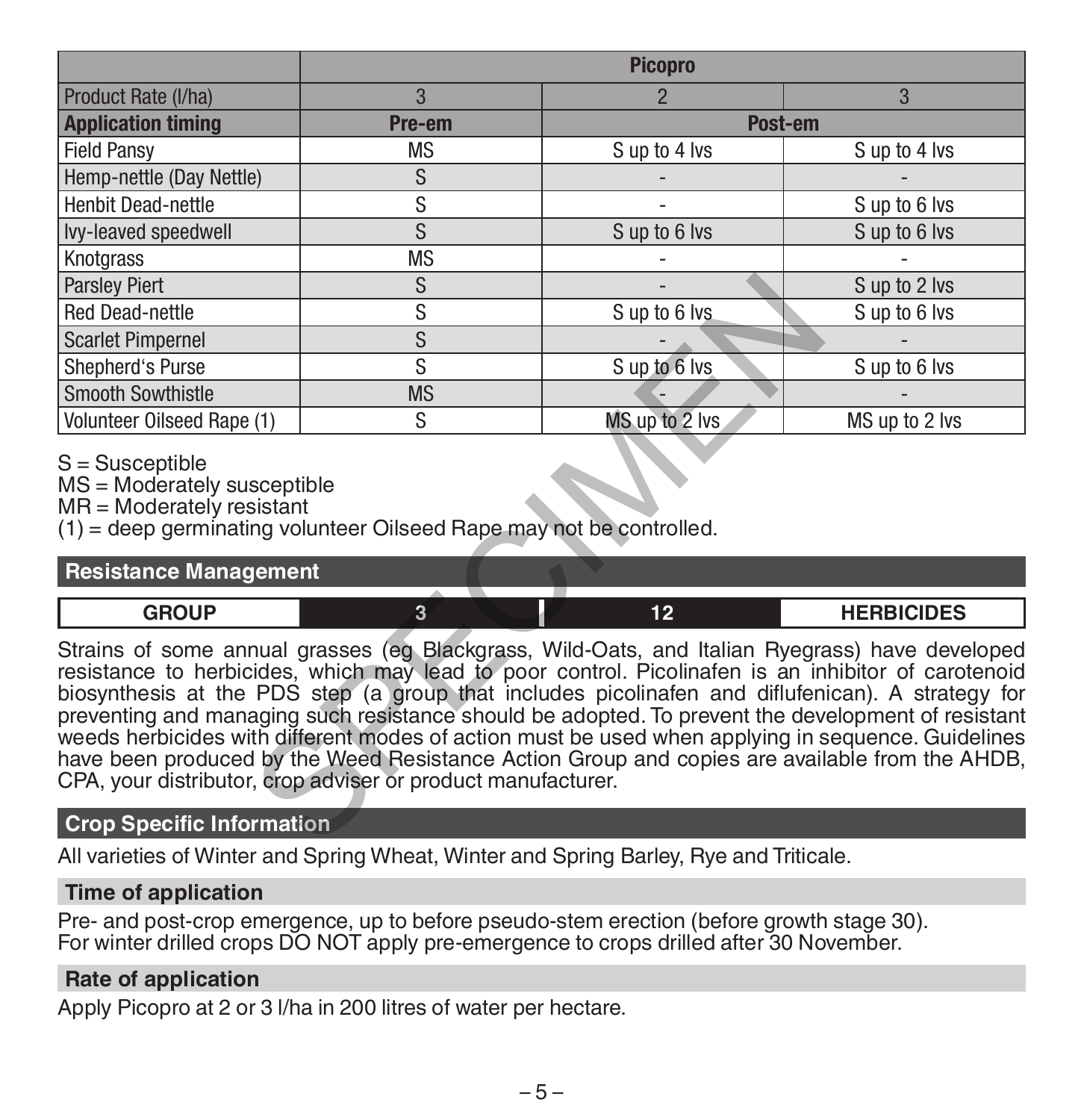| | Picopro | | |
|---|---|---|---|
| Product Rate (l/ha) | 3 | 2 | 3 |
| **Application timing** | **Pre-em** | **Post-em** | |
| Field Pansy | MS | S up to 4 lvs | S up to 4 lvs |
| Hemp-nettle (Day Nettle) | S | - | - |
| Henbit Dead-nettle | S | - | S up to 6 lvs |
| Ivy-leaved speedwell | S | S up to 6 lvs | S up to 6 lvs |
| Knotgrass | MS | - | - |
| Parsley Piert | S | - | S up to 2 lvs |
| Red Dead-nettle | S | S up to 6 lvs | S up to 6 lvs |
| Scarlet Pimpernel | S | - | - |
| Shepherd's Purse | S | S up to 6 lvs | S up to 6 lvs |
| Smooth Sowthistle | MS | - | - |
| Volunteer Oilseed Rape (1) | S | MS up to 2 lvs | MS up to 2 lvs |

S = Susceptible
MS = Moderately susceptible
MR = Moderately resistant
(1) = deep germinating volunteer Oilseed Rape may not be controlled.

## Resistance Management

| GROUP | 3 | 12 | HERBICIDES |
|---|---|---|---|

Strains of some annual grasses (eg Blackgrass, Wild-Oats, and Italian Ryegrass) have developed resistance to herbicides, which may lead to poor control. Picolinafen is an inhibitor of carotenoid biosynthesis at the PDS step (a group that includes picolinafen and diflufenican). A strategy for preventing and managing such resistance should be adopted. To prevent the development of resistant weeds herbicides with different modes of action must be used when applying in sequence. Guidelines have been produced by the Weed Resistance Action Group and copies are available from the AHDB, CPA, your distributor, crop adviser or product manufacturer.

## Crop Specific Information

All varieties of Winter and Spring Wheat, Winter and Spring Barley, Rye and Triticale.

### Time of application

Pre- and post-crop emergence, up to before pseudo-stem erection (before growth stage 30).
For winter drilled crops DO NOT apply pre-emergence to crops drilled after 30 November.

### Rate of application

Apply Picopro at 2 or 3 l/ha in 200 litres of water per hectare.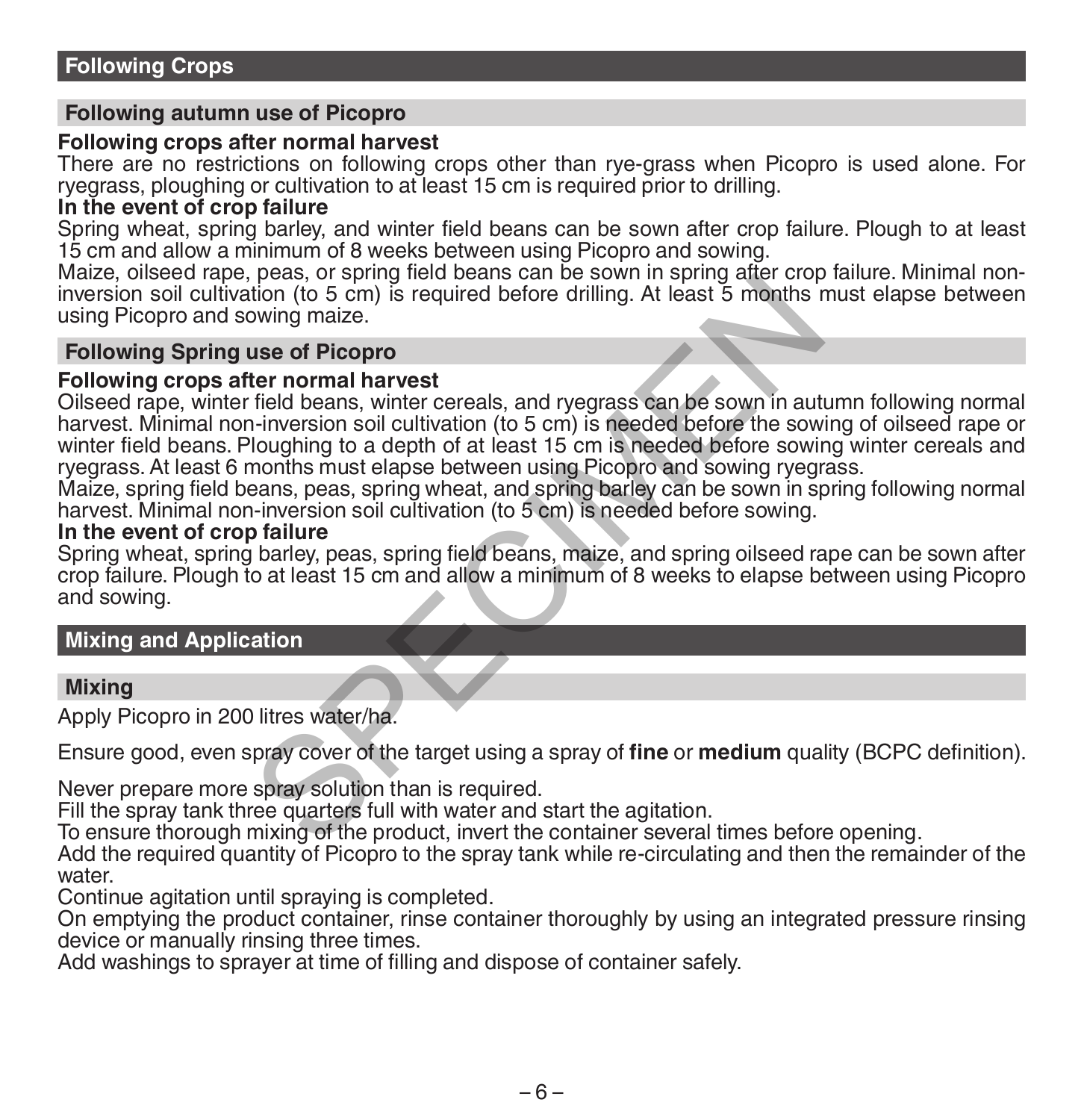## Following Crops

### Following autumn use of Picopro

**Following crops after normal harvest**
There are no restrictions on following crops other than rye-grass when Picopro is used alone. For ryegrass, ploughing or cultivation to at least 15 cm is required prior to drilling.

**In the event of crop failure**
Spring wheat, spring barley, and winter field beans can be sown after crop failure. Plough to at least 15 cm and allow a minimum of 8 weeks between using Picopro and sowing.
Maize, oilseed rape, peas, or spring field beans can be sown in spring after crop failure. Minimal non-inversion soil cultivation (to 5 cm) is required before drilling. At least 5 months must elapse between using Picopro and sowing maize.

### Following Spring use of Picopro

**Following crops after normal harvest**
Oilseed rape, winter field beans, winter cereals, and ryegrass can be sown in autumn following normal harvest. Minimal non-inversion soil cultivation (to 5 cm) is needed before the sowing of oilseed rape or winter field beans. Ploughing to a depth of at least 15 cm is needed before sowing winter cereals and ryegrass. At least 6 months must elapse between using Picopro and sowing ryegrass.
Maize, spring field beans, peas, spring wheat, and spring barley can be sown in spring following normal harvest. Minimal non-inversion soil cultivation (to 5 cm) is needed before sowing.

**In the event of crop failure**
Spring wheat, spring barley, peas, spring field beans, maize, and spring oilseed rape can be sown after crop failure. Plough to at least 15 cm and allow a minimum of 8 weeks to elapse between using Picopro and sowing.

## Mixing and Application

### Mixing

Apply Picopro in 200 litres water/ha.

Ensure good, even spray cover of the target using a spray of **fine** or **medium** quality (BCPC definition).

Never prepare more spray solution than is required.
Fill the spray tank three quarters full with water and start the agitation.
To ensure thorough mixing of the product, invert the container several times before opening.
Add the required quantity of Picopro to the spray tank while re-circulating and then the remainder of the water.
Continue agitation until spraying is completed.
On emptying the product container, rinse container thoroughly by using an integrated pressure rinsing device or manually rinsing three times.
Add washings to sprayer at time of filling and dispose of container safely.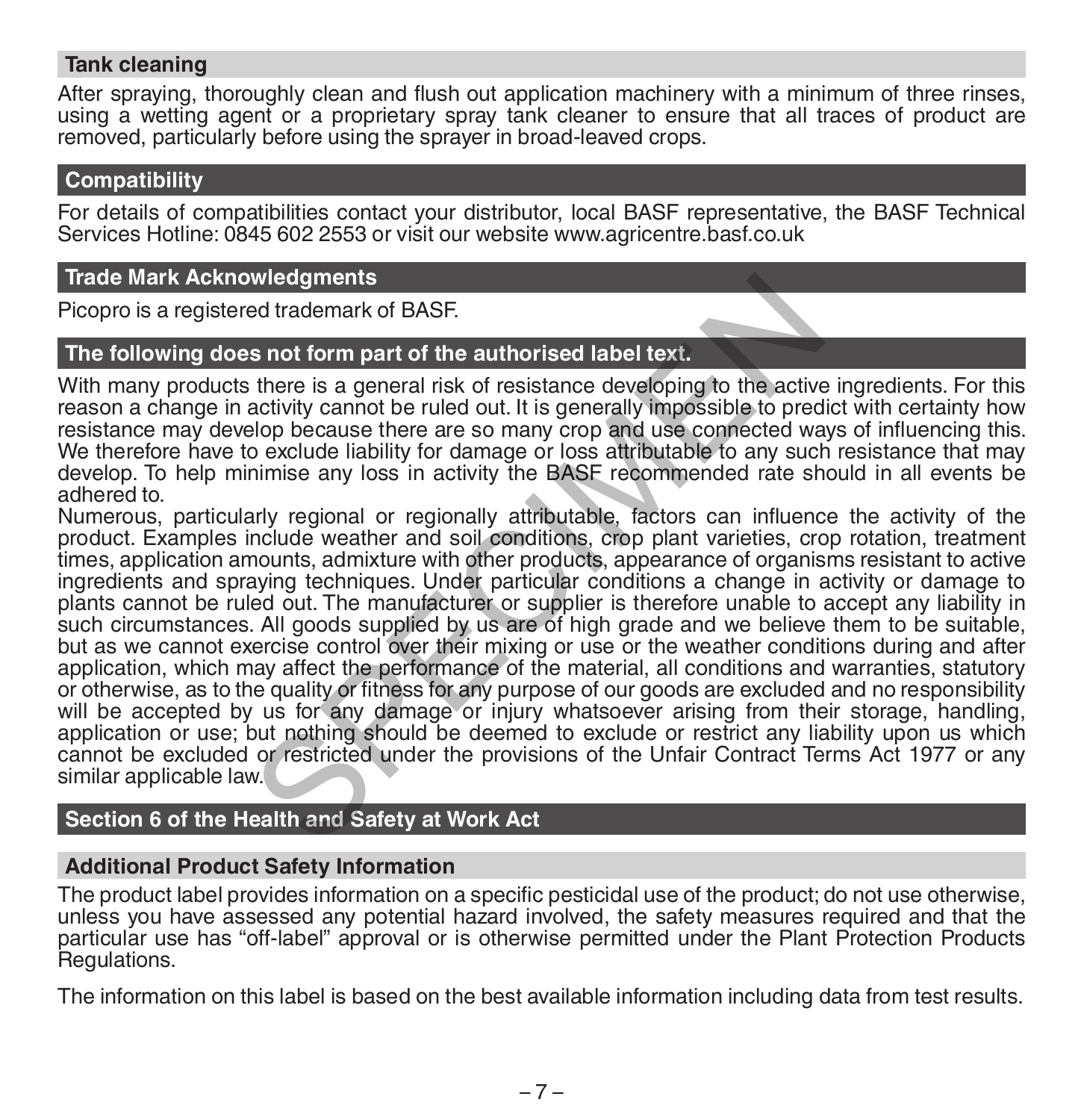## Tank cleaning

After spraying, thoroughly clean and flush out application machinery with a minimum of three rinses, using a wetting agent or a proprietary spray tank cleaner to ensure that all traces of product are removed, particularly before using the sprayer in broad-leaved crops.

## Compatibility

For details of compatibilities contact your distributor, local BASF representative, the BASF Technical Services Hotline: 0845 602 2553 or visit our website www.agricentre.basf.co.uk

## Trade Mark Acknowledgments

Picopro is a registered trademark of BASF.

## The following does not form part of the authorised label text.

With many products there is a general risk of resistance developing to the active ingredients. For this reason a change in activity cannot be ruled out. It is generally impossible to predict with certainty how resistance may develop because there are so many crop and use connected ways of influencing this. We therefore have to exclude liability for damage or loss attributable to any such resistance that may develop. To help minimise any loss in activity the BASF recommended rate should in all events be adhered to.

Numerous, particularly regional or regionally attributable, factors can influence the activity of the product. Examples include weather and soil conditions, crop plant varieties, crop rotation, treatment times, application amounts, admixture with other products, appearance of organisms resistant to active ingredients and spraying techniques. Under particular conditions a change in activity or damage to plants cannot be ruled out. The manufacturer or supplier is therefore unable to accept any liability in such circumstances. All goods supplied by us are of high grade and we believe them to be suitable, but as we cannot exercise control over their mixing or use or the weather conditions during and after application, which may affect the performance of the material, all conditions and warranties, statutory or otherwise, as to the quality or fitness for any purpose of our goods are excluded and no responsibility will be accepted by us for any damage or injury whatsoever arising from their storage, handling, application or use; but nothing should be deemed to exclude or restrict any liability upon us which cannot be excluded or restricted under the provisions of the Unfair Contract Terms Act 1977 or any similar applicable law.

## Section 6 of the Health and Safety at Work Act

### Additional Product Safety Information

The product label provides information on a specific pesticidal use of the product; do not use otherwise, unless you have assessed any potential hazard involved, the safety measures required and that the particular use has "off-label" approval or is otherwise permitted under the Plant Protection Products Regulations.

The information on this label is based on the best available information including data from test results.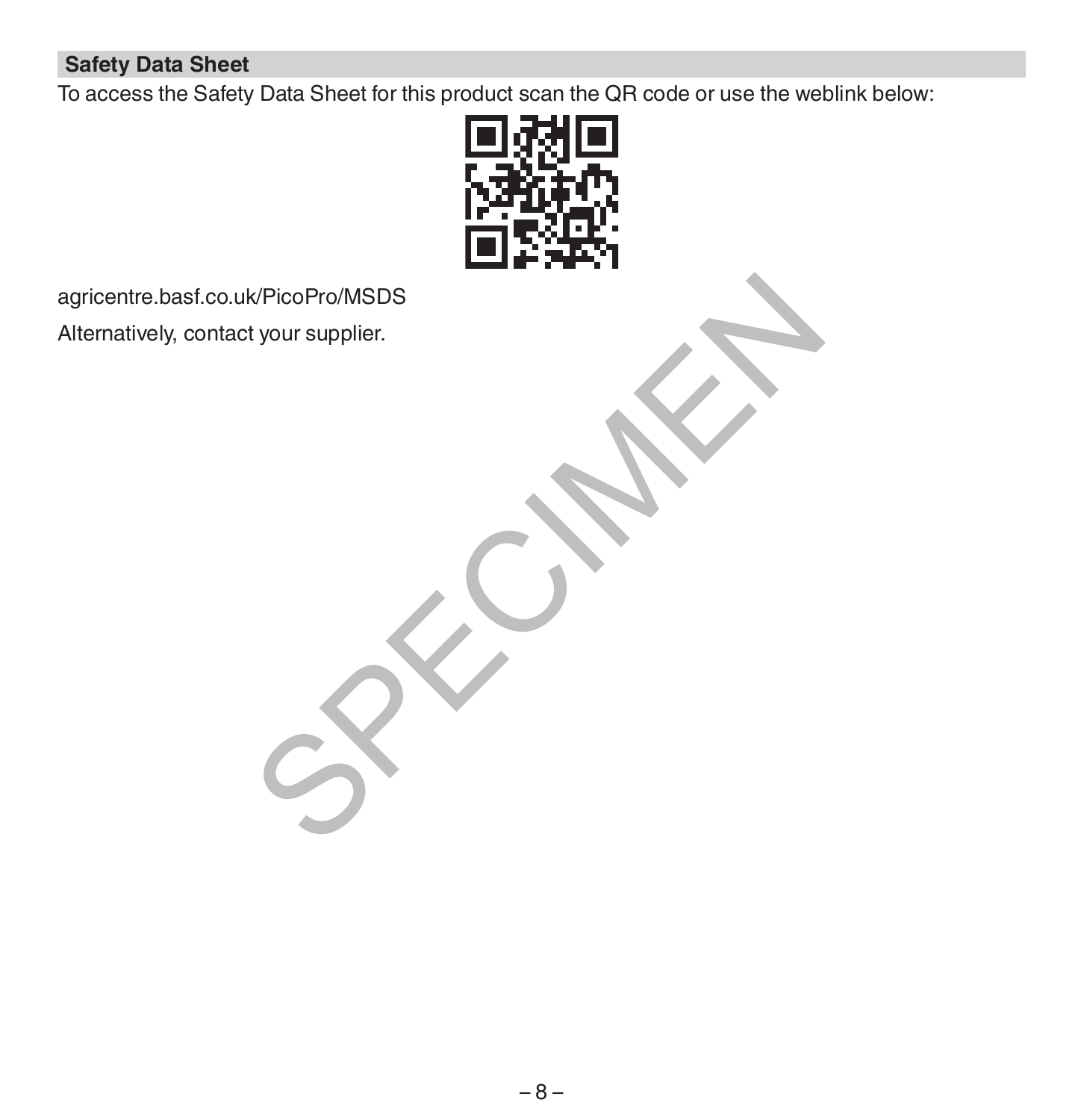## Safety Data Sheet

To access the Safety Data Sheet for this product scan the QR code or use the weblink below:

agricentre.basf.co.uk/PicoPro/MSDS

Alternatively, contact your supplier.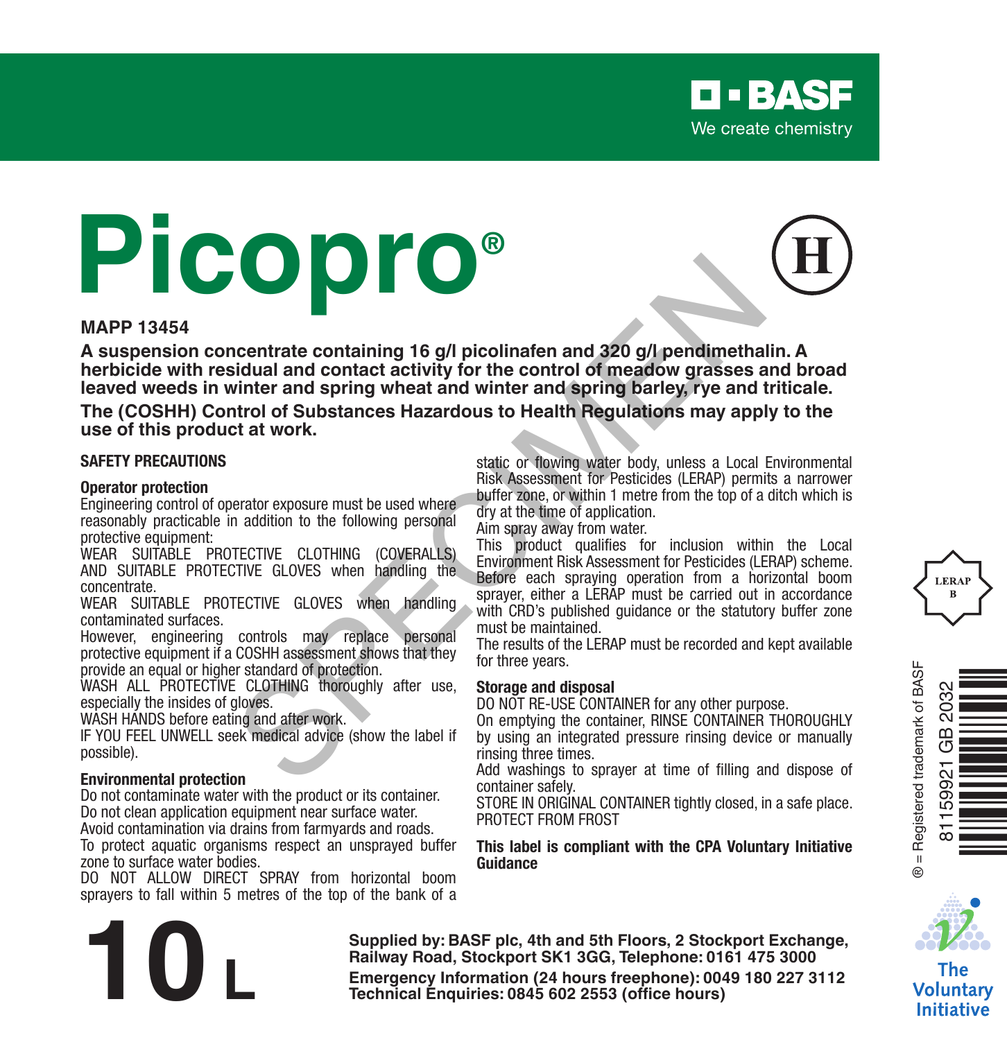BASF

We create chemistry

# Picopro®

**MAPP 13454**

**A suspension concentrate containing 16 g/l picolinafen and 320 g/l pendimethalin. A herbicide with residual and contact activity for the control of meadow grasses and broad leaved weeds in winter and spring wheat and winter and spring barley, rye and triticale.**

**The (COSHH) Control of Substances Hazardous to Health Regulations may apply to the use of this product at work.**

## SAFETY PRECAUTIONS

### Operator protection

Engineering control of operator exposure must be used where reasonably practicable in addition to the following personal protective equipment:

WEAR SUITABLE PROTECTIVE CLOTHING (COVERALLS) AND SUITABLE PROTECTIVE GLOVES when handling the concentrate.

WEAR SUITABLE PROTECTIVE GLOVES when handling contaminated surfaces.

However, engineering controls may replace personal protective equipment if a COSHH assessment shows that they provide an equal or higher standard of protection.

WASH ALL PROTECTIVE CLOTHING thoroughly after use, especially the insides of gloves.

WASH HANDS before eating and after work.

IF YOU FEEL UNWELL seek medical advice (show the label if possible).

### Environmental protection

Do not contaminate water with the product or its container.

Do not clean application equipment near surface water.

Avoid contamination via drains from farmyards and roads.

To protect aquatic organisms respect an unsprayed buffer zone to surface water bodies.

DO NOT ALLOW DIRECT SPRAY from horizontal boom sprayers to fall within 5 metres of the top of the bank of a static or flowing water body, unless a Local Environmental Risk Assessment for Pesticides (LERAP) permits a narrower buffer zone, or within 1 metre from the top of a ditch which is dry at the time of application.

Aim spray away from water.

This product qualifies for inclusion within the Local Environment Risk Assessment for Pesticides (LERAP) scheme. Before each spraying operation from a horizontal boom sprayer, either a LERAP must be carried out in accordance with CRD's published guidance or the statutory buffer zone must be maintained.

The results of the LERAP must be recorded and kept available for three years.

### Storage and disposal

DO NOT RE-USE CONTAINER for any other purpose.

On emptying the container, RINSE CONTAINER THOROUGHLY by using an integrated pressure rinsing device or manually rinsing three times.

Add washings to sprayer at time of filling and dispose of container safely.

STORE IN ORIGINAL CONTAINER tightly closed, in a safe place. PROTECT FROM FROST

**This label is compliant with the CPA Voluntary Initiative Guidance**

LERAP B

® = Registered trademark of BASF

81159921 GB 2032

The Voluntary Initiative

**10 L**

**Supplied by: BASF plc, 4th and 5th Floors, 2 Stockport Exchange, Railway Road, Stockport SK1 3GG, Telephone: 0161 475 3000**

**Emergency Information (24 hours freephone): 0049 180 227 3112**

**Technical Enquiries: 0845 602 2553 (office hours)**